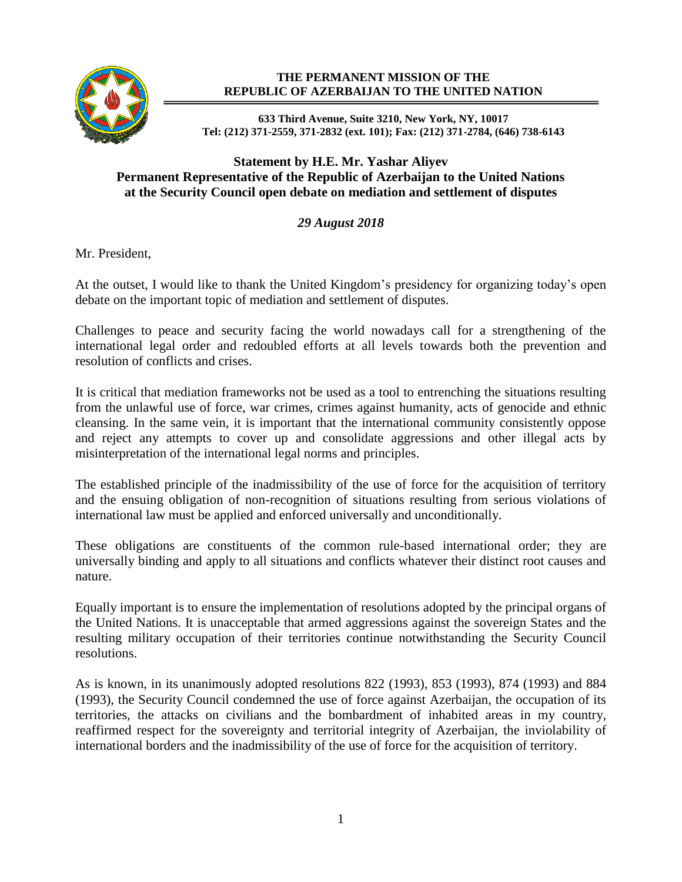**THE PERMANENT MISSION OF THE REPUBLIC OF AZERBAIJAN TO THE UNITED NATION**

**633 Third Avenue, Suite 3210, New York, NY, 10017**
**Tel: (212) 371-2559, 371-2832 (ext. 101); Fax: (212) 371-2784, (646) 738-6143**

## Statement by H.E. Mr. Yashar Aliyev Permanent Representative of the Republic of Azerbaijan to the United Nations at the Security Council open debate on mediation and settlement of disputes

***29 August 2018***

Mr. President,

At the outset, I would like to thank the United Kingdom's presidency for organizing today's open debate on the important topic of mediation and settlement of disputes.

Challenges to peace and security facing the world nowadays call for a strengthening of the international legal order and redoubled efforts at all levels towards both the prevention and resolution of conflicts and crises.

It is critical that mediation frameworks not be used as a tool to entrenching the situations resulting from the unlawful use of force, war crimes, crimes against humanity, acts of genocide and ethnic cleansing. In the same vein, it is important that the international community consistently oppose and reject any attempts to cover up and consolidate aggressions and other illegal acts by misinterpretation of the international legal norms and principles.

The established principle of the inadmissibility of the use of force for the acquisition of territory and the ensuing obligation of non-recognition of situations resulting from serious violations of international law must be applied and enforced universally and unconditionally.

These obligations are constituents of the common rule-based international order; they are universally binding and apply to all situations and conflicts whatever their distinct root causes and nature.

Equally important is to ensure the implementation of resolutions adopted by the principal organs of the United Nations. It is unacceptable that armed aggressions against the sovereign States and the resulting military occupation of their territories continue notwithstanding the Security Council resolutions.

As is known, in its unanimously adopted resolutions 822 (1993), 853 (1993), 874 (1993) and 884 (1993), the Security Council condemned the use of force against Azerbaijan, the occupation of its territories, the attacks on civilians and the bombardment of inhabited areas in my country, reaffirmed respect for the sovereignty and territorial integrity of Azerbaijan, the inviolability of international borders and the inadmissibility of the use of force for the acquisition of territory.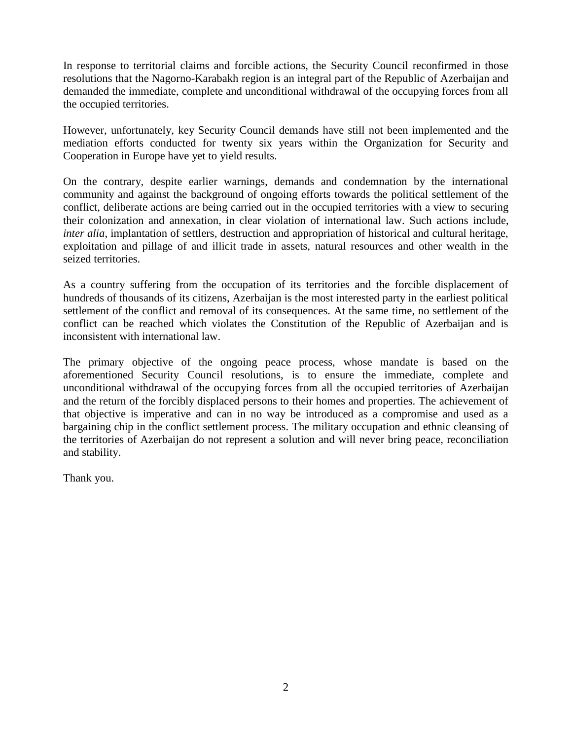In response to territorial claims and forcible actions, the Security Council reconfirmed in those resolutions that the Nagorno-Karabakh region is an integral part of the Republic of Azerbaijan and demanded the immediate, complete and unconditional withdrawal of the occupying forces from all the occupied territories.

However, unfortunately, key Security Council demands have still not been implemented and the mediation efforts conducted for twenty six years within the Organization for Security and Cooperation in Europe have yet to yield results.

On the contrary, despite earlier warnings, demands and condemnation by the international community and against the background of ongoing efforts towards the political settlement of the conflict, deliberate actions are being carried out in the occupied territories with a view to securing their colonization and annexation, in clear violation of international law. Such actions include, *inter alia*, implantation of settlers, destruction and appropriation of historical and cultural heritage, exploitation and pillage of and illicit trade in assets, natural resources and other wealth in the seized territories.

As a country suffering from the occupation of its territories and the forcible displacement of hundreds of thousands of its citizens, Azerbaijan is the most interested party in the earliest political settlement of the conflict and removal of its consequences. At the same time, no settlement of the conflict can be reached which violates the Constitution of the Republic of Azerbaijan and is inconsistent with international law.

The primary objective of the ongoing peace process, whose mandate is based on the aforementioned Security Council resolutions, is to ensure the immediate, complete and unconditional withdrawal of the occupying forces from all the occupied territories of Azerbaijan and the return of the forcibly displaced persons to their homes and properties. The achievement of that objective is imperative and can in no way be introduced as a compromise and used as a bargaining chip in the conflict settlement process. The military occupation and ethnic cleansing of the territories of Azerbaijan do not represent a solution and will never bring peace, reconciliation and stability.

Thank you.